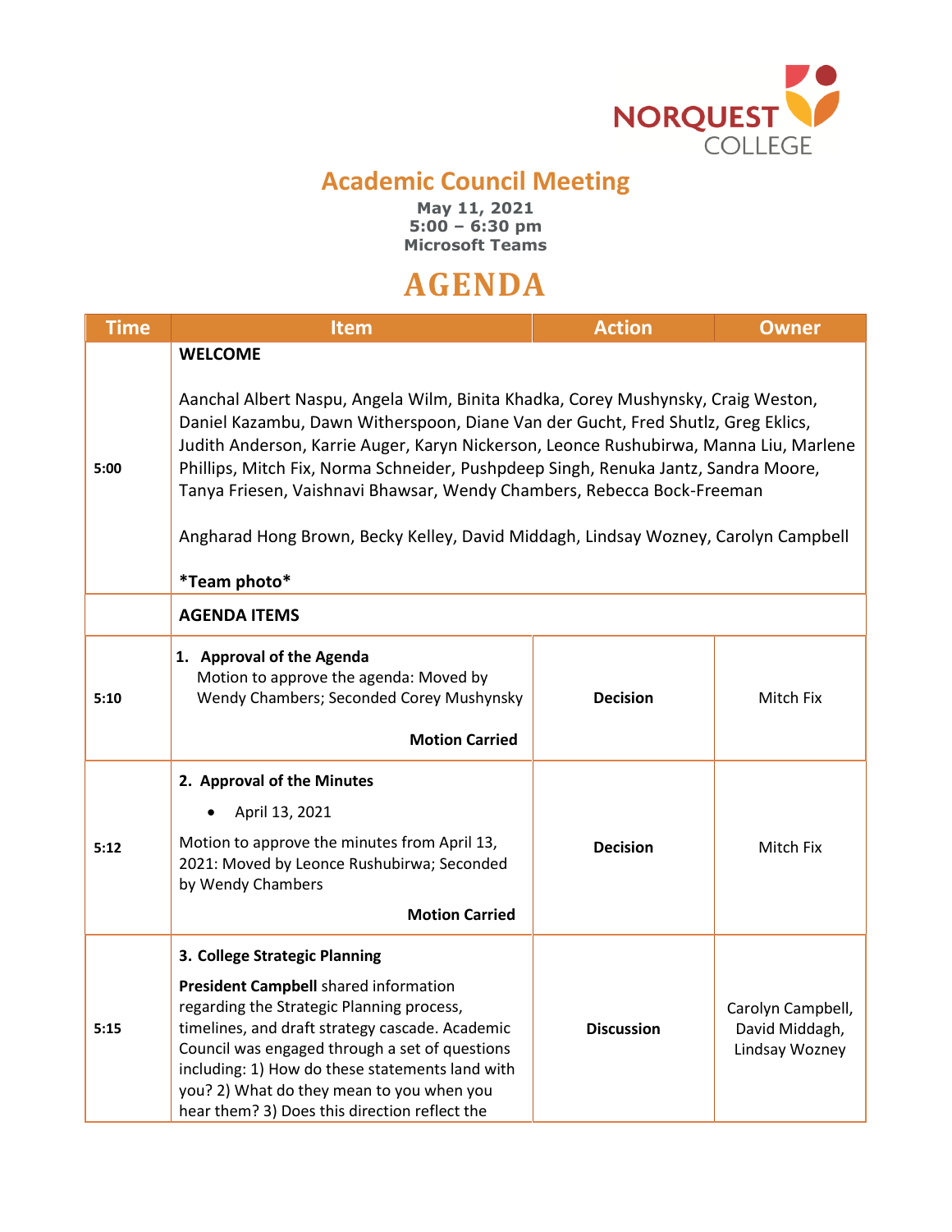# Academic Council Meeting

**May 11, 2021**
**5:00 – 6:30 pm**
**Microsoft Teams**

# AGENDA

| Time | Item | Action | Owner |
|---|---|---|---|
| 5:00 | **WELCOME**<br><br>Aanchal Albert Naspu, Angela Wilm, Binita Khadka, Corey Mushynsky, Craig Weston, Daniel Kazambu, Dawn Witherspoon, Diane Van der Gucht, Fred Shutlz, Greg Eklics, Judith Anderson, Karrie Auger, Karyn Nickerson, Leonce Rushubirwa, Manna Liu, Marlene Phillips, Mitch Fix, Norma Schneider, Pushpdeep Singh, Renuka Jantz, Sandra Moore, Tanya Friesen, Vaishnavi Bhawsar, Wendy Chambers, Rebecca Bock-Freeman<br><br>Angharad Hong Brown, Becky Kelley, David Middagh, Lindsay Wozney, Carolyn Campbell<br><br>***Team photo*** | | |
| | **AGENDA ITEMS** | | |
| 5:10 | **1. Approval of the Agenda**<br>Motion to approve the agenda: Moved by Wendy Chambers; Seconded Corey Mushynsky<br><br>**Motion Carried** | **Decision** | Mitch Fix |
| 5:12 | **2. Approval of the Minutes**<br>• April 13, 2021<br><br>Motion to approve the minutes from April 13, 2021: Moved by Leonce Rushubirwa; Seconded by Wendy Chambers<br><br>**Motion Carried** | **Decision** | Mitch Fix |
| 5:15 | **3. College Strategic Planning**<br>**President Campbell** shared information regarding the Strategic Planning process, timelines, and draft strategy cascade. Academic Council was engaged through a set of questions including: 1) How do these statements land with you? 2) What do they mean to you when you hear them? 3) Does this direction reflect the | **Discussion** | Carolyn Campbell, David Middagh, Lindsay Wozney |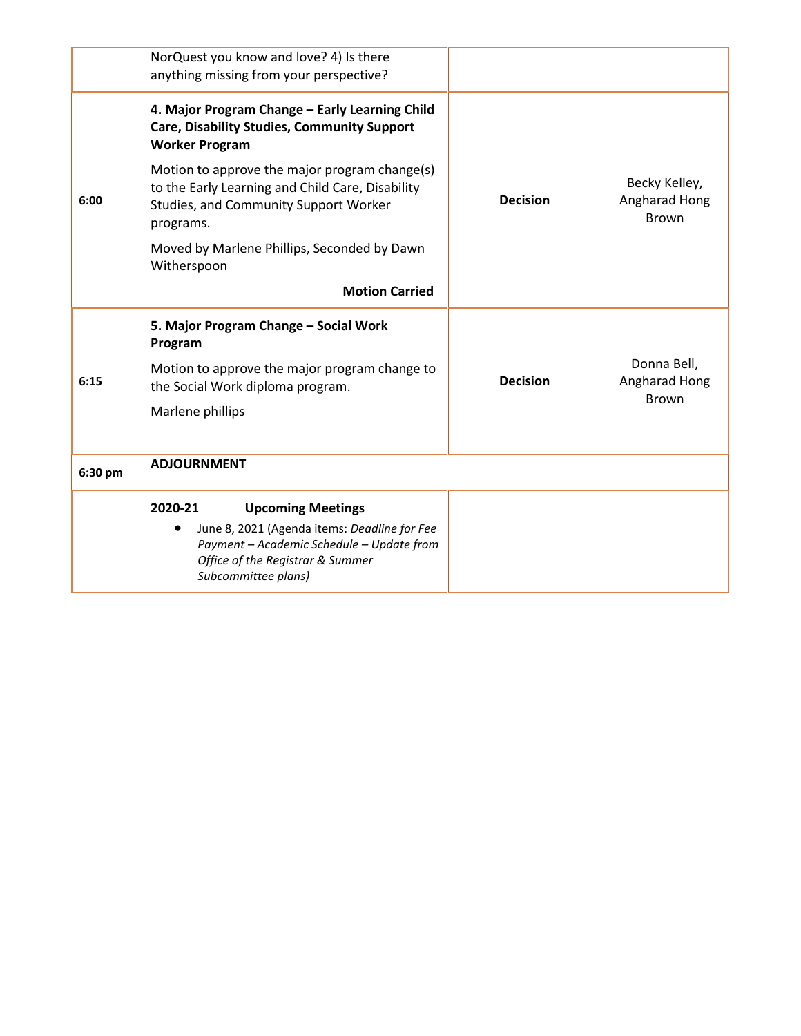| | | | |
|---|---|---|---|
| | NorQuest you know and love? 4) Is there anything missing from your perspective? | | |
| **6:00** | **4. Major Program Change – Early Learning Child Care, Disability Studies, Community Support Worker Program**<br><br>Motion to approve the major program change(s) to the Early Learning and Child Care, Disability Studies, and Community Support Worker programs.<br><br>Moved by Marlene Phillips, Seconded by Dawn Witherspoon<br><br>**Motion Carried** | **Decision** | Becky Kelley, Angharad Hong Brown |
| **6:15** | **5. Major Program Change – Social Work Program**<br><br>Motion to approve the major program change to the Social Work diploma program.<br><br>Marlene phillips | **Decision** | Donna Bell, Angharad Hong Brown |
| **6:30 pm** | **ADJOURNMENT** | | |
| | **2020-21 Upcoming Meetings**<br><br>• June 8, 2021 (Agenda items: *Deadline for Fee Payment – Academic Schedule – Update from Office of the Registrar & Summer Subcommittee plans)* | | |